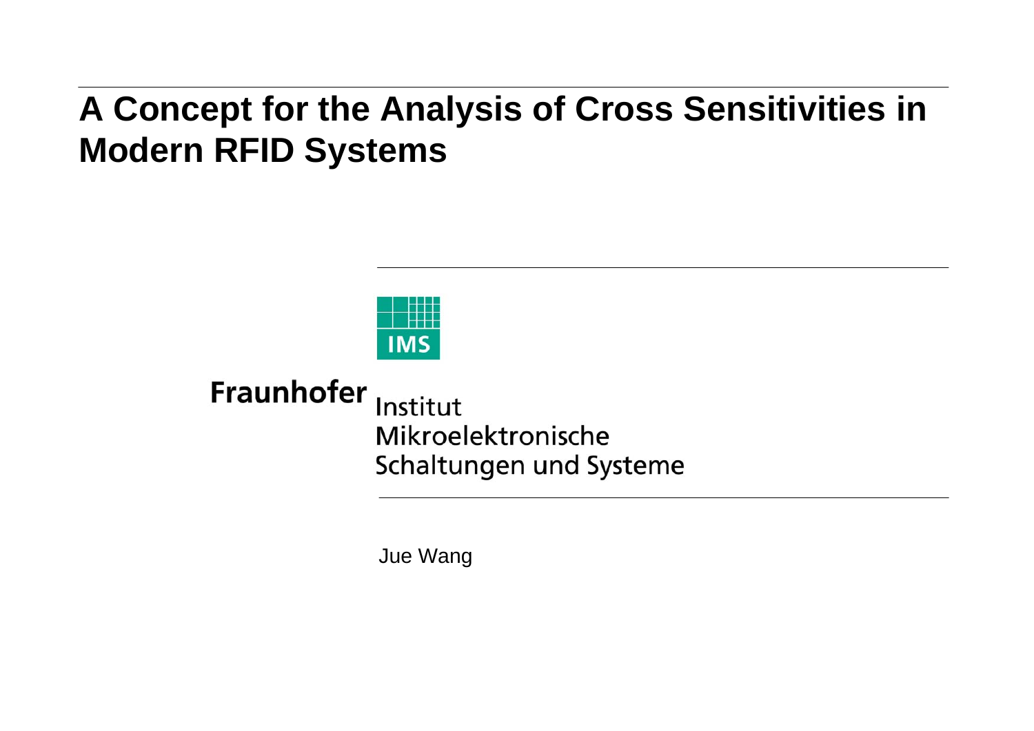# A Concept for the Analysis of Cross Sensitivities in Modern RFID Systems

IMS

Fraunhofer Institut Mikroelektronische Schaltungen und Systeme

Jue Wang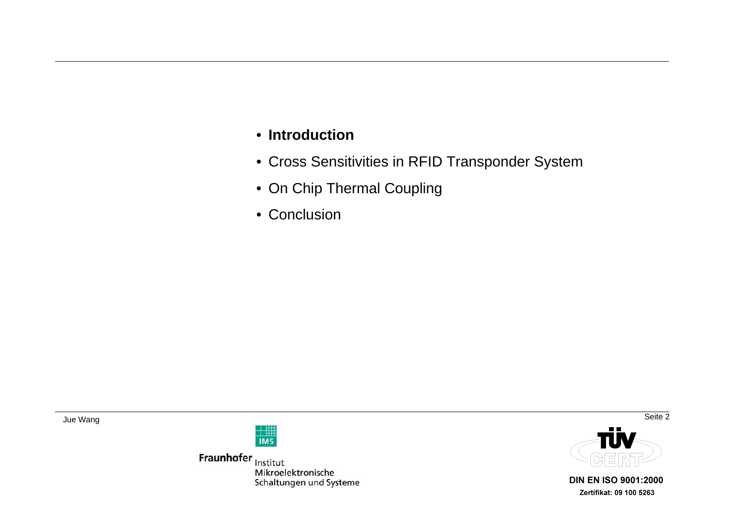- **Introduction**
- Cross Sensitivities in RFID Transponder System
- On Chip Thermal Coupling
- Conclusion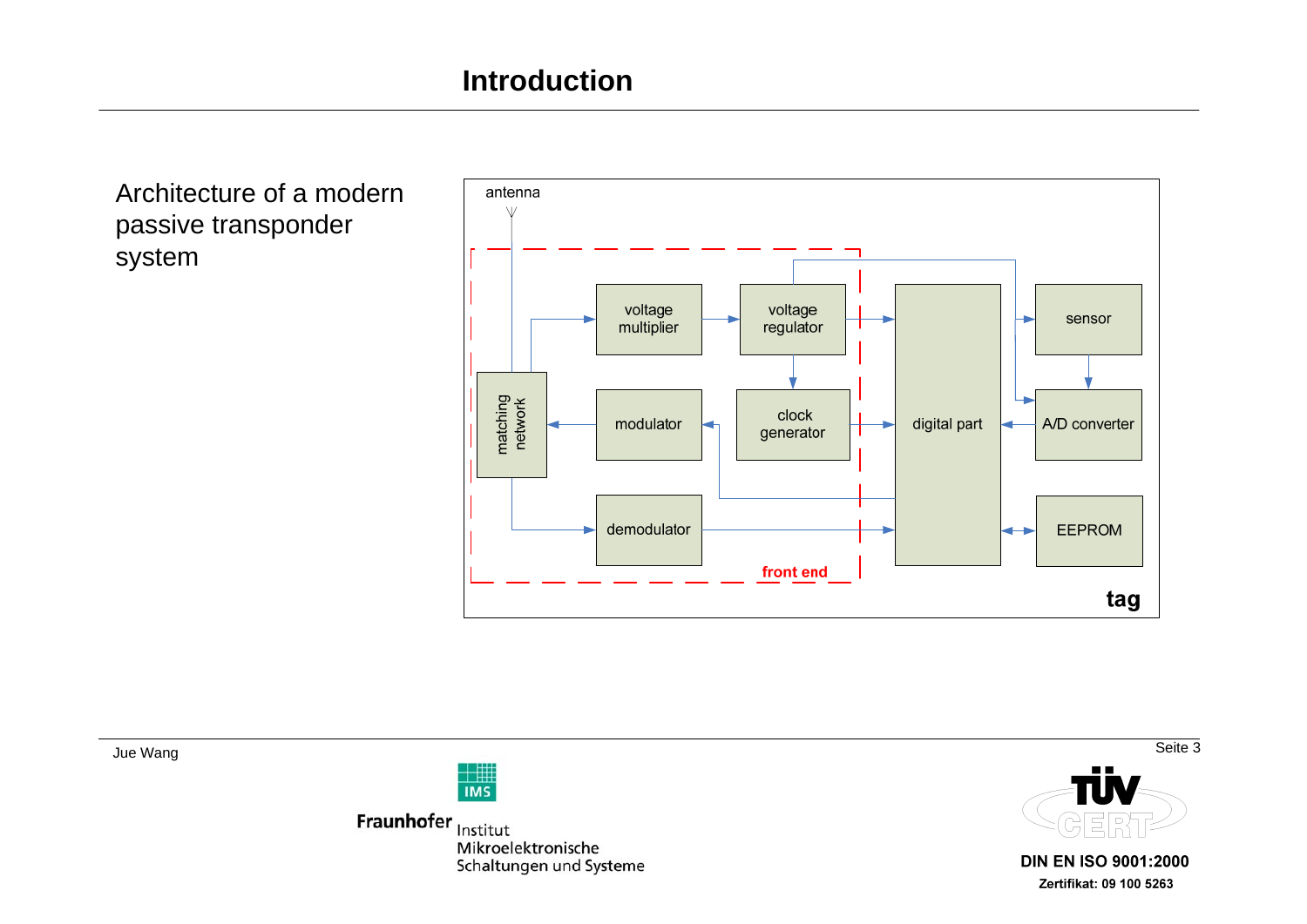# Introduction

Architecture of a modern passive transponder system

antenna

voltage multiplier

voltage regulator

matching network

modulator

clock generator

digital part

sensor

A/D converter

demodulator

EEPROM

front end

tag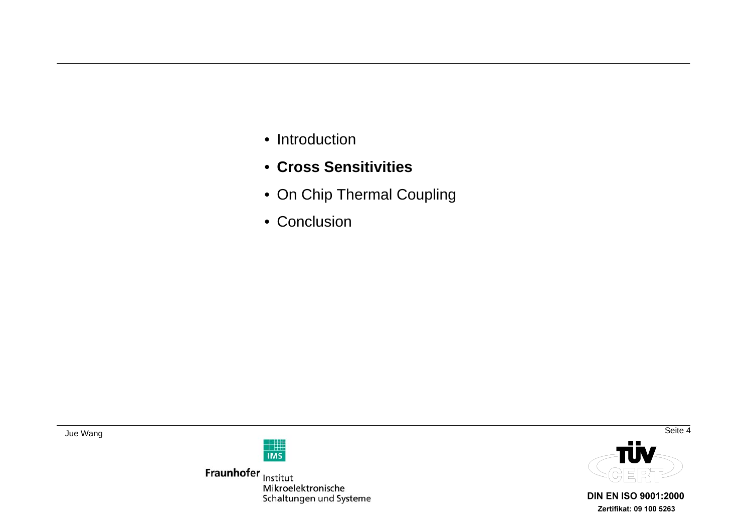- Introduction
- **Cross Sensitivities**
- On Chip Thermal Coupling
- Conclusion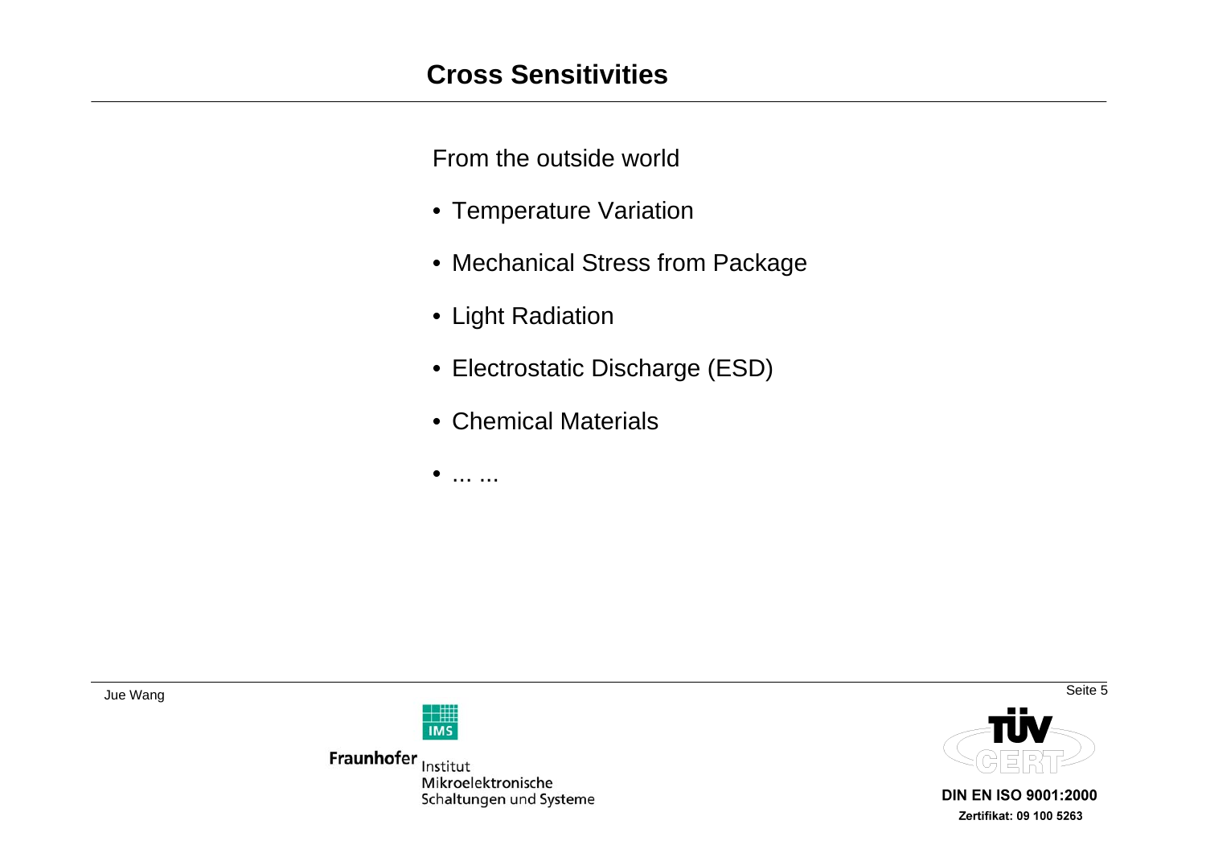# Cross Sensitivities

From the outside world

- Temperature Variation
- Mechanical Stress from Package
- Light Radiation
- Electrostatic Discharge (ESD)
- Chemical Materials
- ... ...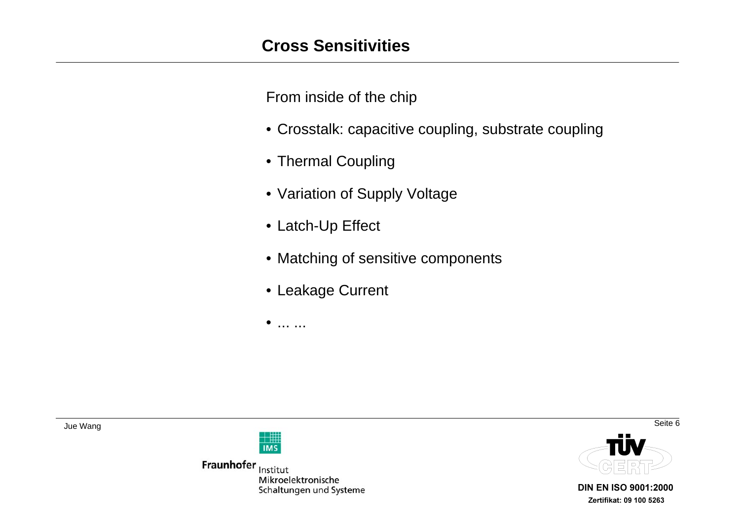# Cross Sensitivities

From inside of the chip

- Crosstalk: capacitive coupling, substrate coupling
- Thermal Coupling
- Variation of Supply Voltage
- Latch-Up Effect
- Matching of sensitive components
- Leakage Current
- ... ...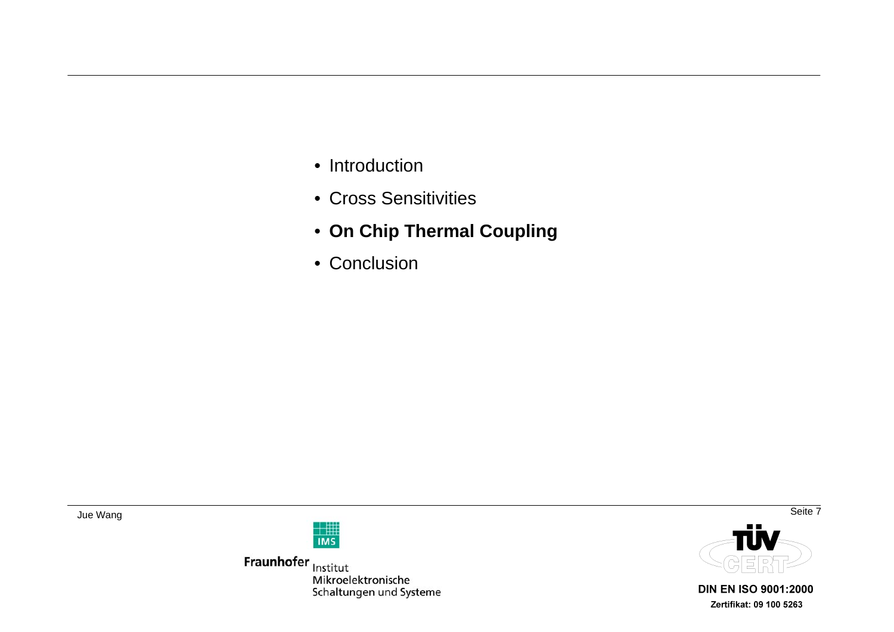- Introduction
- Cross Sensitivities
- **On Chip Thermal Coupling**
- Conclusion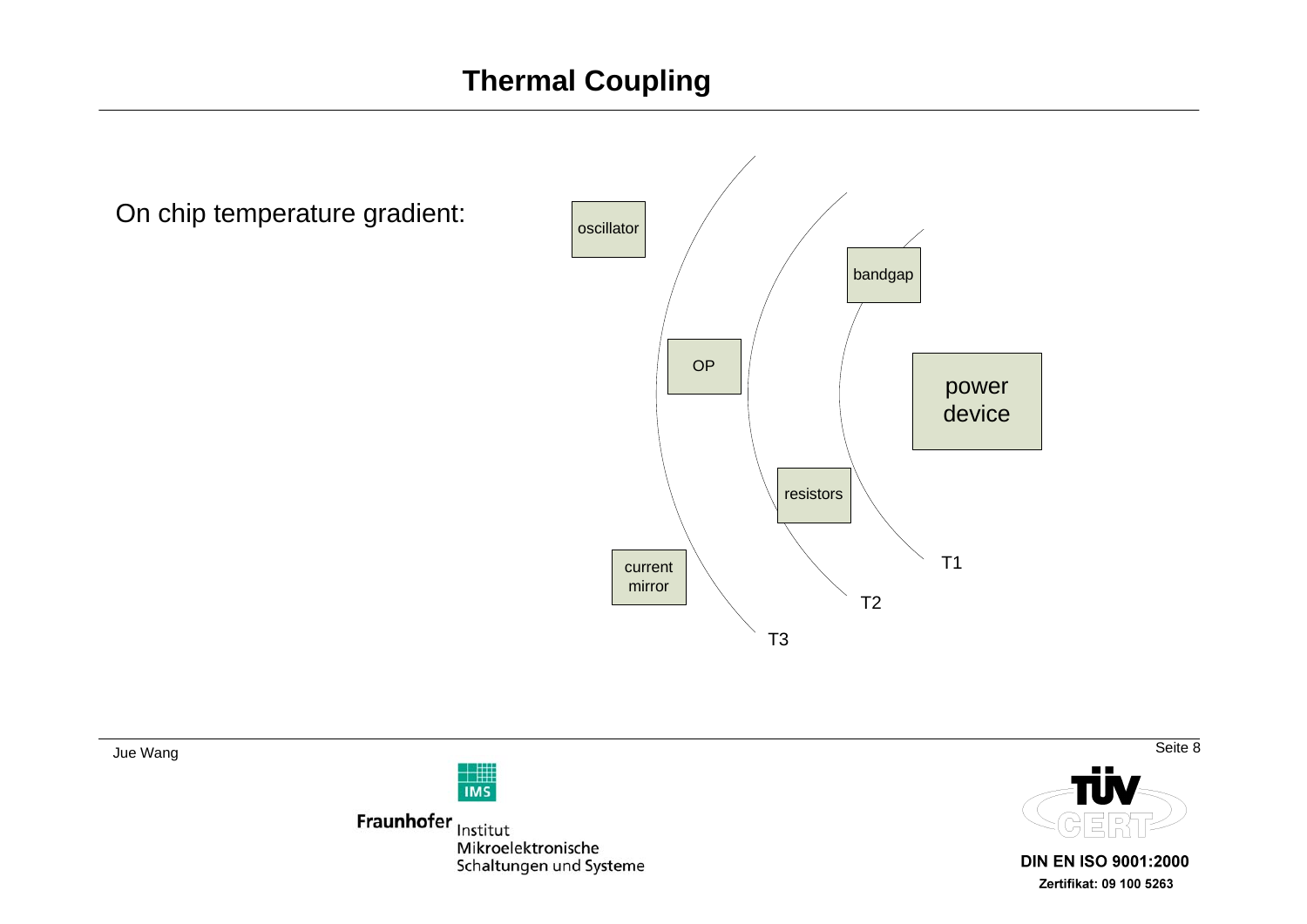# Thermal Coupling

On chip temperature gradient:

oscillator

bandgap

OP

power device

resistors

current mirror

T1

T2

T3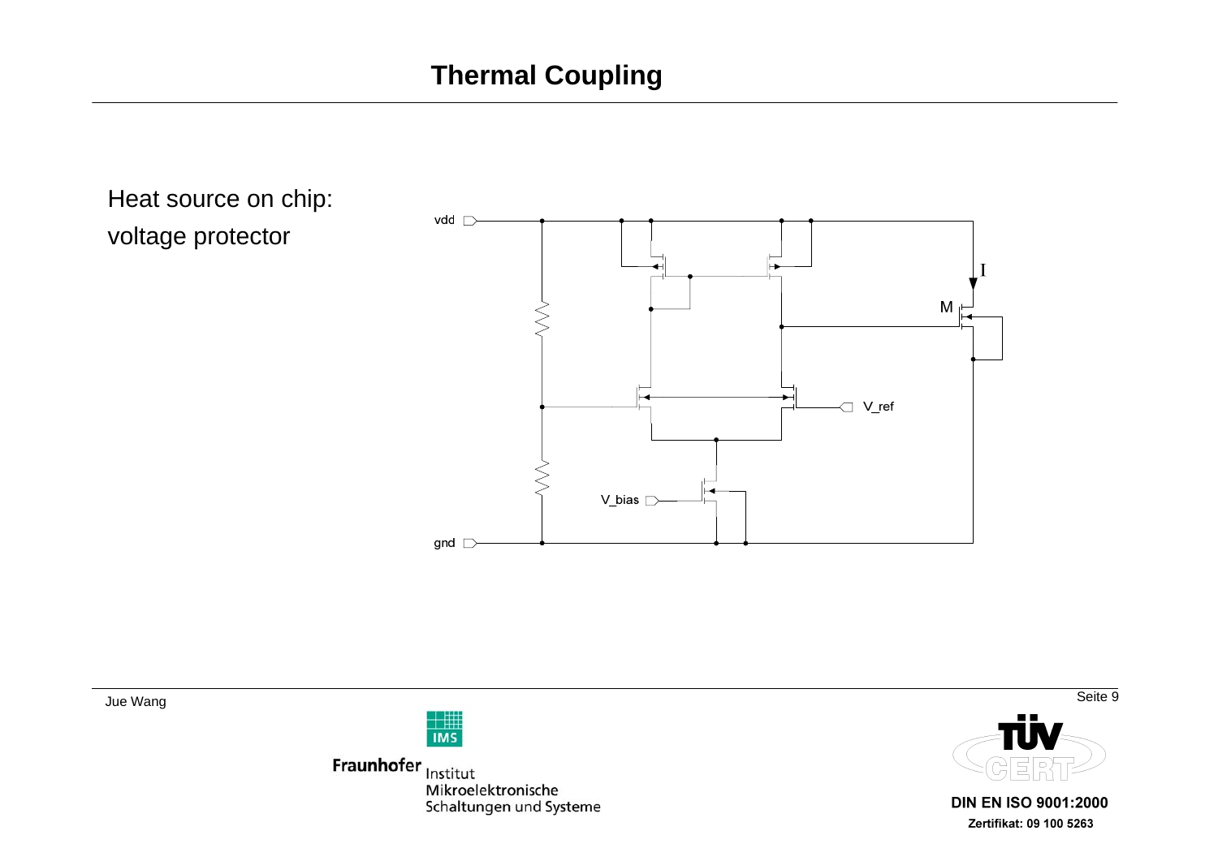# Thermal Coupling

Heat source on chip:

voltage protector

vdd

I

M

V_ref

V_bias

gnd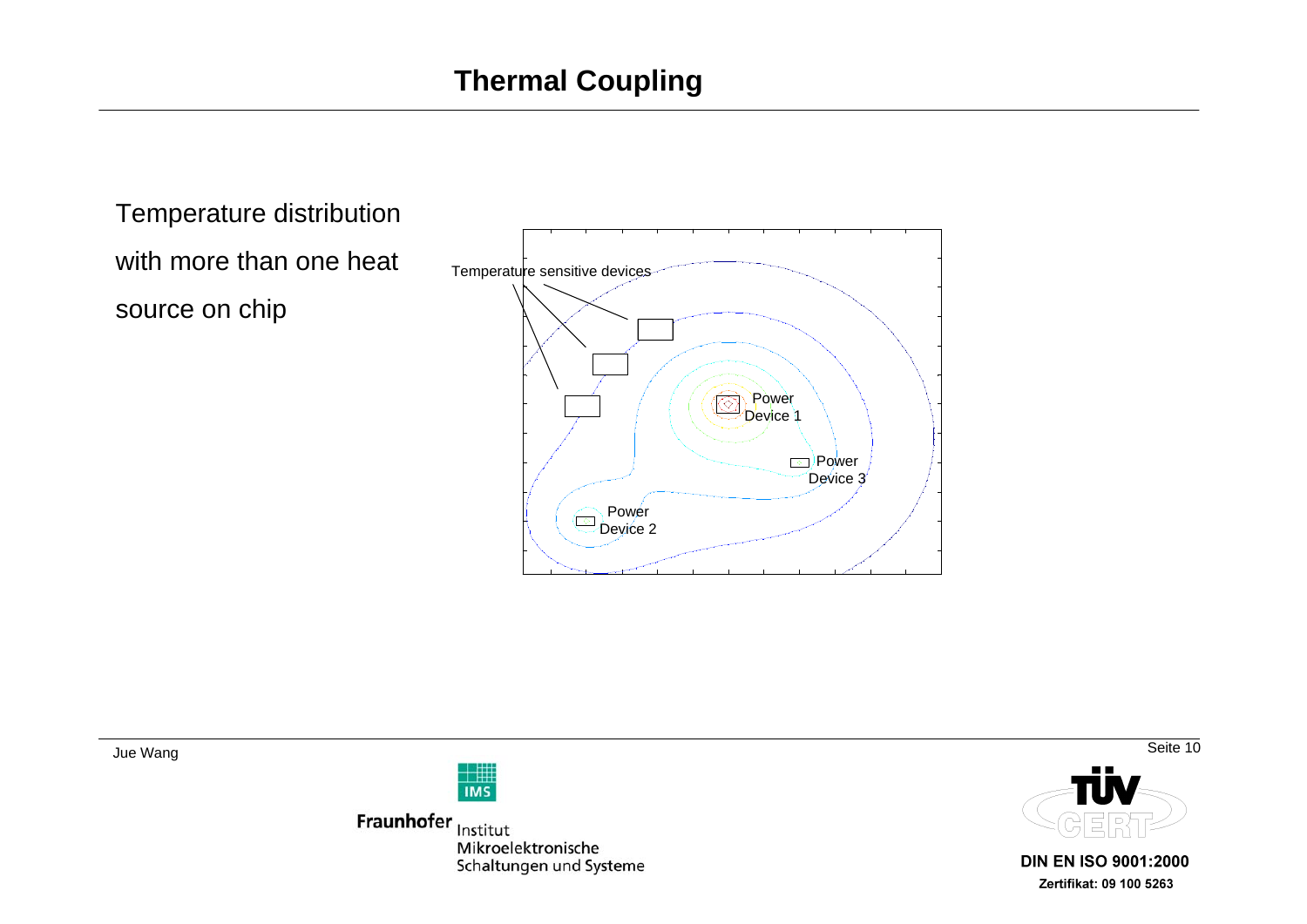# Thermal Coupling

Temperature distribution with more than one heat source on chip

Temperature sensitive devices

Power Device 1

Power Device 3

Power Device 2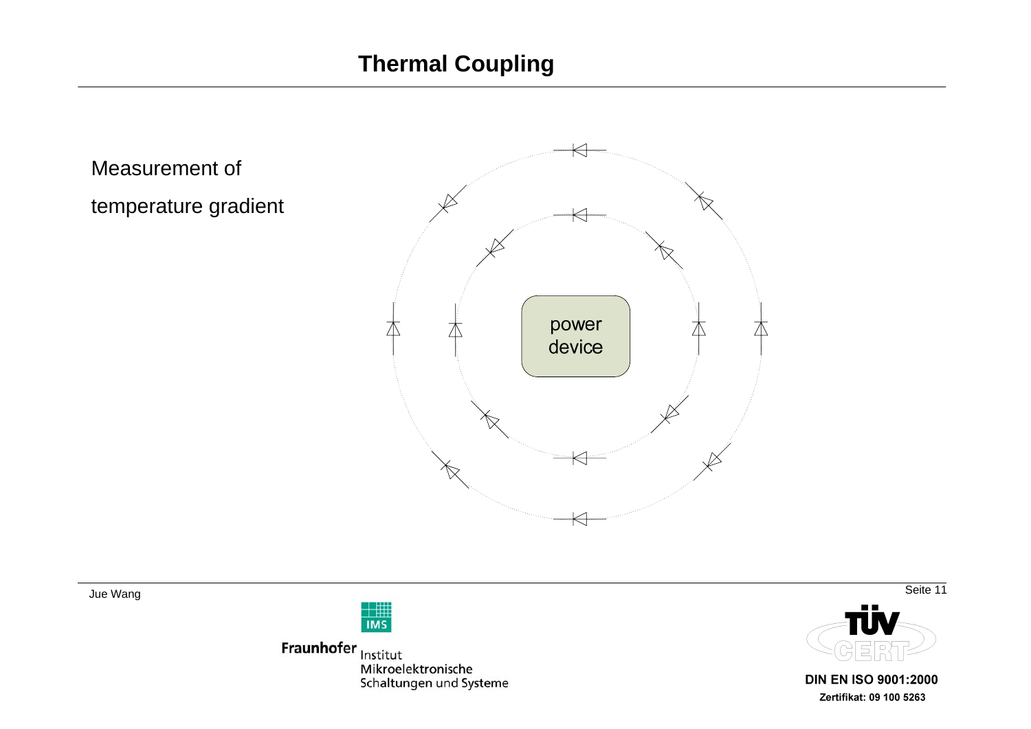# Thermal Coupling

Measurement of

temperature gradient

power device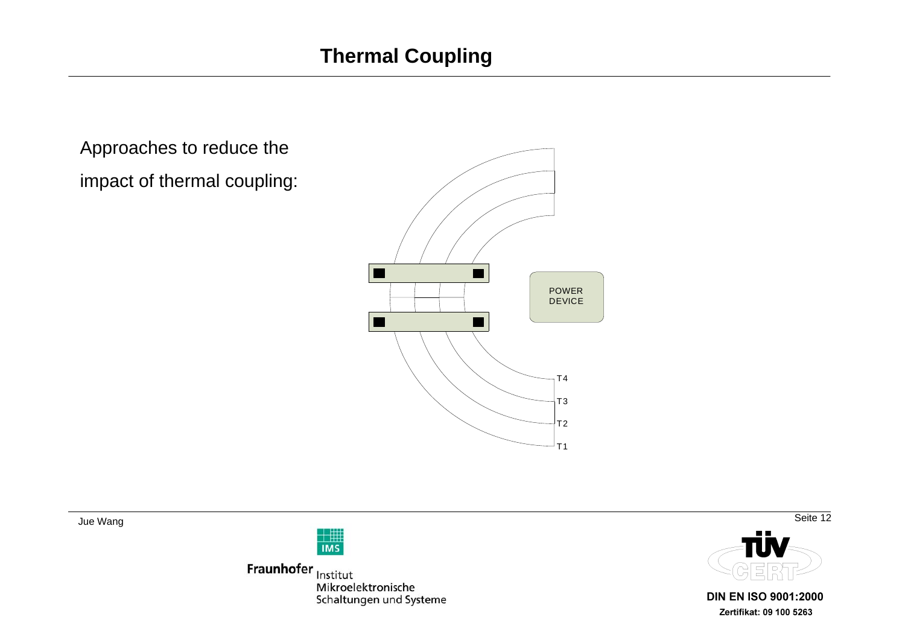# Thermal Coupling

Approaches to reduce the impact of thermal coupling:

POWER DEVICE

T4

T3

T2

T1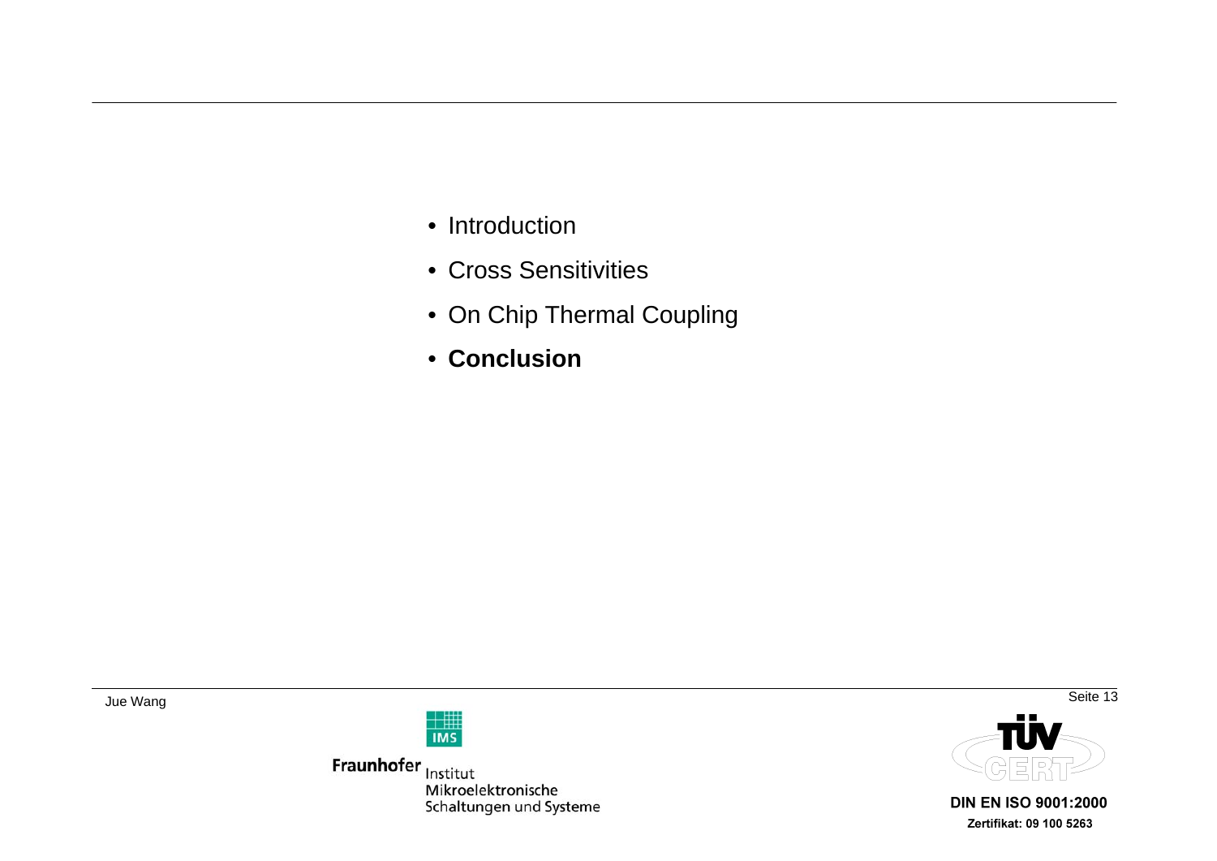- Introduction
- Cross Sensitivities
- On Chip Thermal Coupling
- **Conclusion**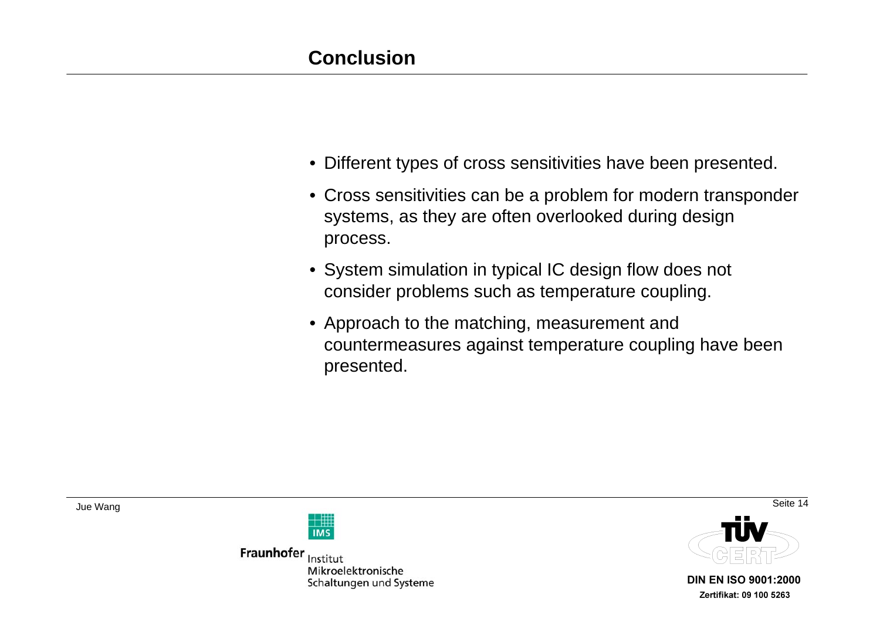# Conclusion

- Different types of cross sensitivities have been presented.
- Cross sensitivities can be a problem for modern transponder systems, as they are often overlooked during design process.
- System simulation in typical IC design flow does not consider problems such as temperature coupling.
- Approach to the matching, measurement and countermeasures against temperature coupling have been presented.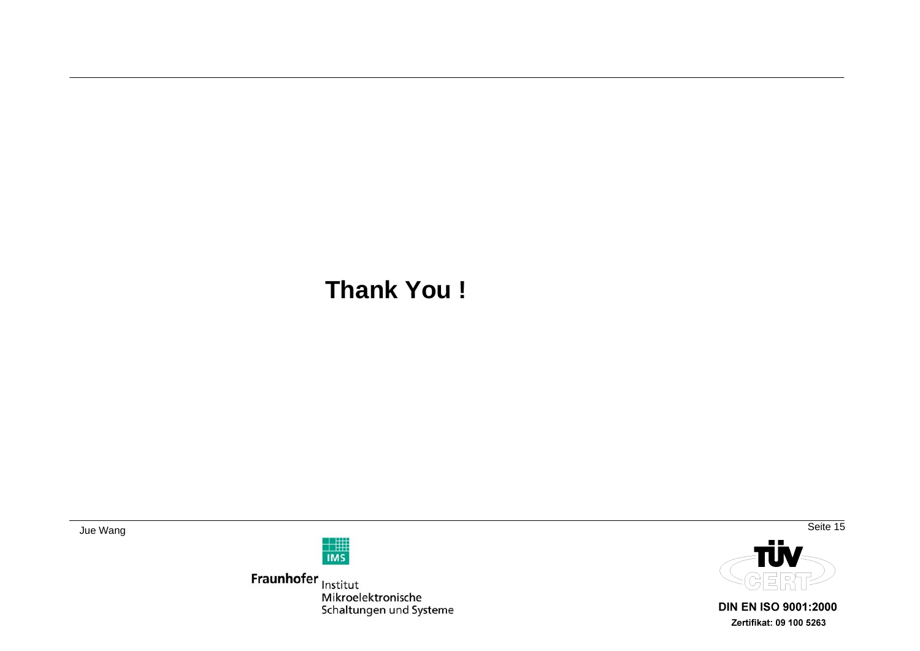**Thank You !**